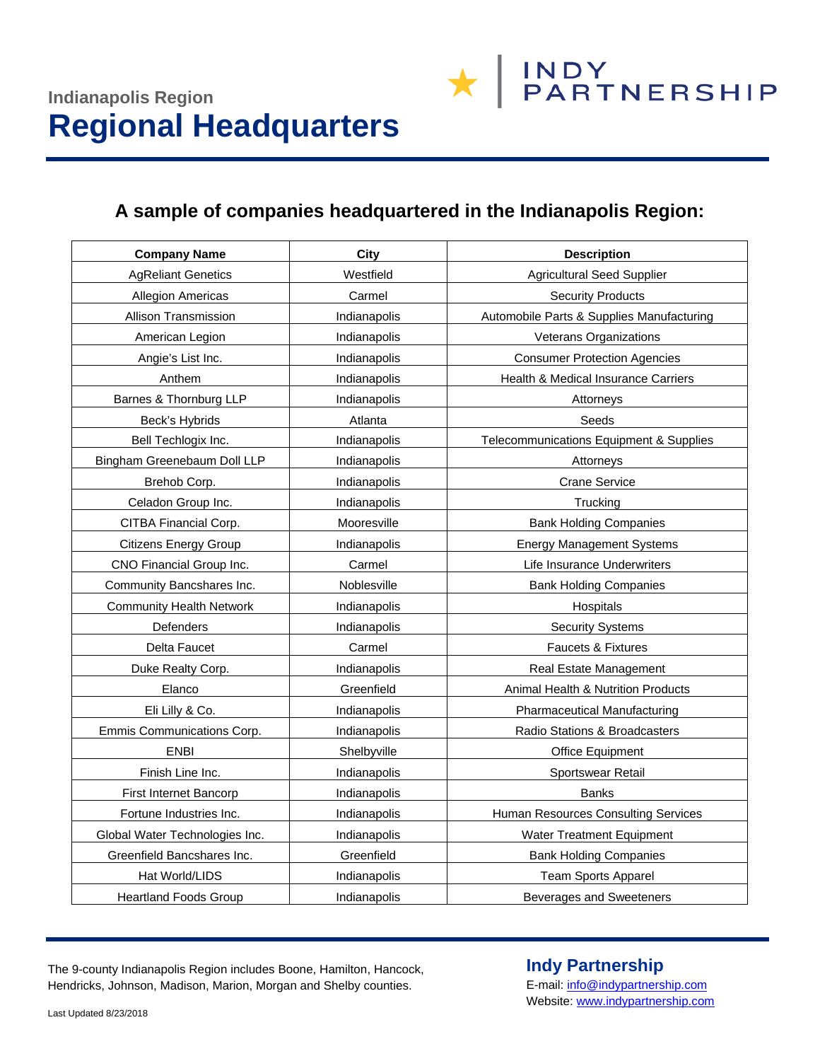Indianapolis Region

# Regional Headquarters

INDY PARTNERSHIP

## A sample of companies headquartered in the Indianapolis Region:

| Company Name | City | Description |
|---|---|---|
| AgReliant Genetics | Westfield | Agricultural Seed Supplier |
| Allegion Americas | Carmel | Security Products |
| Allison Transmission | Indianapolis | Automobile Parts & Supplies Manufacturing |
| American Legion | Indianapolis | Veterans Organizations |
| Angie's List Inc. | Indianapolis | Consumer Protection Agencies |
| Anthem | Indianapolis | Health & Medical Insurance Carriers |
| Barnes & Thornburg LLP | Indianapolis | Attorneys |
| Beck's Hybrids | Atlanta | Seeds |
| Bell Techlogix Inc. | Indianapolis | Telecommunications Equipment & Supplies |
| Bingham Greenebaum Doll LLP | Indianapolis | Attorneys |
| Brehob Corp. | Indianapolis | Crane Service |
| Celadon Group Inc. | Indianapolis | Trucking |
| CITBA Financial Corp. | Mooresville | Bank Holding Companies |
| Citizens Energy Group | Indianapolis | Energy Management Systems |
| CNO Financial Group Inc. | Carmel | Life Insurance Underwriters |
| Community Bancshares Inc. | Noblesville | Bank Holding Companies |
| Community Health Network | Indianapolis | Hospitals |
| Defenders | Indianapolis | Security Systems |
| Delta Faucet | Carmel | Faucets & Fixtures |
| Duke Realty Corp. | Indianapolis | Real Estate Management |
| Elanco | Greenfield | Animal Health & Nutrition Products |
| Eli Lilly & Co. | Indianapolis | Pharmaceutical Manufacturing |
| Emmis Communications Corp. | Indianapolis | Radio Stations & Broadcasters |
| ENBI | Shelbyville | Office Equipment |
| Finish Line Inc. | Indianapolis | Sportswear Retail |
| First Internet Bancorp | Indianapolis | Banks |
| Fortune Industries Inc. | Indianapolis | Human Resources Consulting Services |
| Global Water Technologies Inc. | Indianapolis | Water Treatment Equipment |
| Greenfield Bancshares Inc. | Greenfield | Bank Holding Companies |
| Hat World/LIDS | Indianapolis | Team Sports Apparel |
| Heartland Foods Group | Indianapolis | Beverages and Sweeteners |

The 9-county Indianapolis Region includes Boone, Hamilton, Hancock, Hendricks, Johnson, Madison, Marion, Morgan and Shelby counties.

**Indy Partnership**
E-mail: info@indypartnership.com
Website: www.indypartnership.com

Last Updated 8/23/2018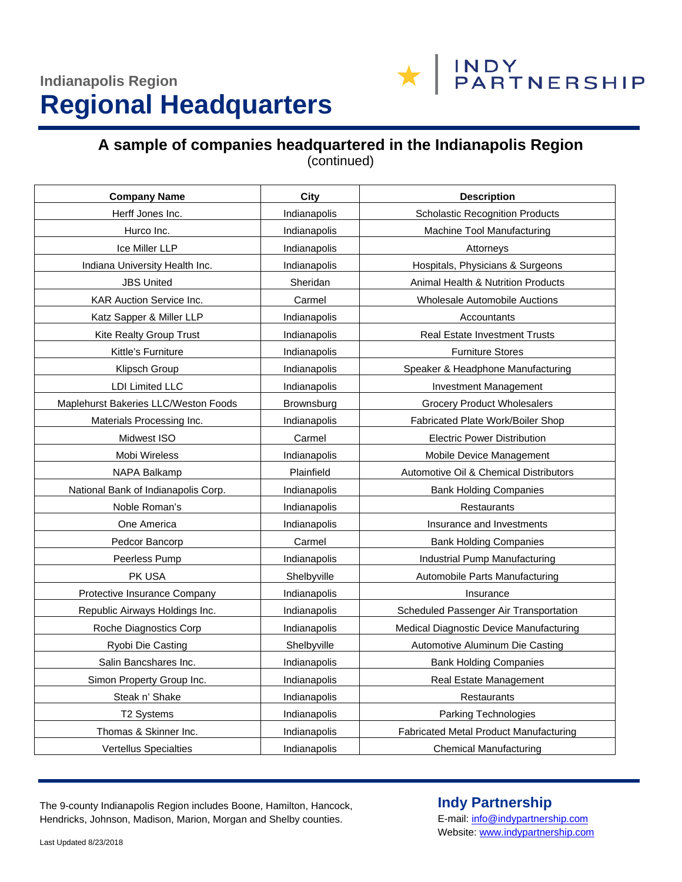Indianapolis Region

# Regional Headquarters

INDY PARTNERSHIP

## A sample of companies headquartered in the Indianapolis Region

(continued)

| Company Name | City | Description |
|---|---|---|
| Herff Jones Inc. | Indianapolis | Scholastic Recognition Products |
| Hurco Inc. | Indianapolis | Machine Tool Manufacturing |
| Ice Miller LLP | Indianapolis | Attorneys |
| Indiana University Health Inc. | Indianapolis | Hospitals, Physicians & Surgeons |
| JBS United | Sheridan | Animal Health & Nutrition Products |
| KAR Auction Service Inc. | Carmel | Wholesale Automobile Auctions |
| Katz Sapper & Miller LLP | Indianapolis | Accountants |
| Kite Realty Group Trust | Indianapolis | Real Estate Investment Trusts |
| Kittle's Furniture | Indianapolis | Furniture Stores |
| Klipsch Group | Indianapolis | Speaker & Headphone Manufacturing |
| LDI Limited LLC | Indianapolis | Investment Management |
| Maplehurst Bakeries LLC/Weston Foods | Brownsburg | Grocery Product Wholesalers |
| Materials Processing Inc. | Indianapolis | Fabricated Plate Work/Boiler Shop |
| Midwest ISO | Carmel | Electric Power Distribution |
| Mobi Wireless | Indianapolis | Mobile Device Management |
| NAPA Balkamp | Plainfield | Automotive Oil & Chemical Distributors |
| National Bank of Indianapolis Corp. | Indianapolis | Bank Holding Companies |
| Noble Roman's | Indianapolis | Restaurants |
| One America | Indianapolis | Insurance and Investments |
| Pedcor Bancorp | Carmel | Bank Holding Companies |
| Peerless Pump | Indianapolis | Industrial Pump Manufacturing |
| PK USA | Shelbyville | Automobile Parts Manufacturing |
| Protective Insurance Company | Indianapolis | Insurance |
| Republic Airways Holdings Inc. | Indianapolis | Scheduled Passenger Air Transportation |
| Roche Diagnostics Corp | Indianapolis | Medical Diagnostic Device Manufacturing |
| Ryobi Die Casting | Shelbyville | Automotive Aluminum Die Casting |
| Salin Bancshares Inc. | Indianapolis | Bank Holding Companies |
| Simon Property Group Inc. | Indianapolis | Real Estate Management |
| Steak n' Shake | Indianapolis | Restaurants |
| T2 Systems | Indianapolis | Parking Technologies |
| Thomas & Skinner Inc. | Indianapolis | Fabricated Metal Product Manufacturing |
| Vertellus Specialties | Indianapolis | Chemical Manufacturing |

The 9-county Indianapolis Region includes Boone, Hamilton, Hancock, Hendricks, Johnson, Madison, Marion, Morgan and Shelby counties.

**Indy Partnership**

E-mail: info@indypartnership.com

Website: www.indypartnership.com

Last Updated 8/23/2018